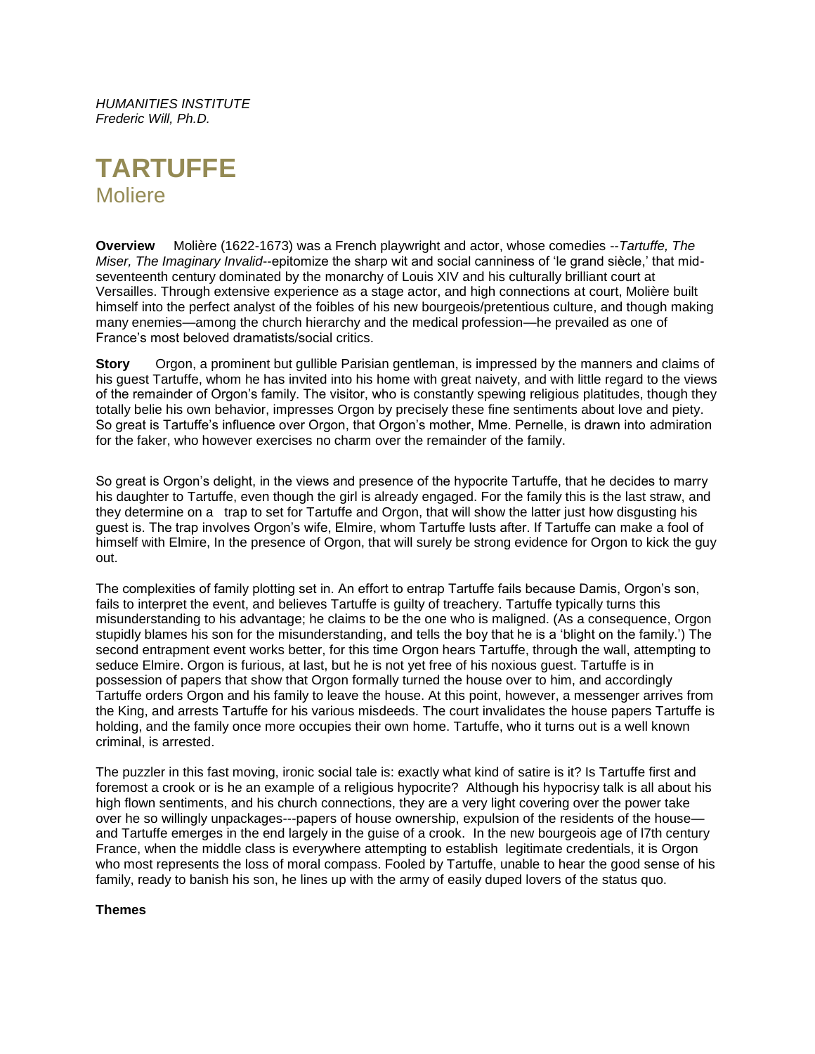*HUMANITIES INSTITUTE*
*Frederic Will, Ph.D.*

# TARTUFFE
## Moliere

**Overview** Molière (1622-1673) was a French playwright and actor, whose comedies --*Tartuffe, The Miser, The Imaginary Invalid*--epitomize the sharp wit and social canniness of 'le grand siècle,' that mid-seventeenth century dominated by the monarchy of Louis XIV and his culturally brilliant court at Versailles. Through extensive experience as a stage actor, and high connections at court, Molière built himself into the perfect analyst of the foibles of his new bourgeois/pretentious culture, and though making many enemies—among the church hierarchy and the medical profession—he prevailed as one of France's most beloved dramatists/social critics.

**Story** Orgon, a prominent but gullible Parisian gentleman, is impressed by the manners and claims of his guest Tartuffe, whom he has invited into his home with great naivety, and with little regard to the views of the remainder of Orgon's family. The visitor, who is constantly spewing religious platitudes, though they totally belie his own behavior, impresses Orgon by precisely these fine sentiments about love and piety. So great is Tartuffe's influence over Orgon, that Orgon's mother, Mme. Pernelle, is drawn into admiration for the faker, who however exercises no charm over the remainder of the family.

So great is Orgon's delight, in the views and presence of the hypocrite Tartuffe, that he decides to marry his daughter to Tartuffe, even though the girl is already engaged. For the family this is the last straw, and they determine on a trap to set for Tartuffe and Orgon, that will show the latter just how disgusting his guest is. The trap involves Orgon's wife, Elmire, whom Tartuffe lusts after. If Tartuffe can make a fool of himself with Elmire, In the presence of Orgon, that will surely be strong evidence for Orgon to kick the guy out.

The complexities of family plotting set in. An effort to entrap Tartuffe fails because Damis, Orgon's son, fails to interpret the event, and believes Tartuffe is guilty of treachery. Tartuffe typically turns this misunderstanding to his advantage; he claims to be the one who is maligned. (As a consequence, Orgon stupidly blames his son for the misunderstanding, and tells the boy that he is a 'blight on the family.') The second entrapment event works better, for this time Orgon hears Tartuffe, through the wall, attempting to seduce Elmire. Orgon is furious, at last, but he is not yet free of his noxious guest. Tartuffe is in possession of papers that show that Orgon formally turned the house over to him, and accordingly Tartuffe orders Orgon and his family to leave the house. At this point, however, a messenger arrives from the King, and arrests Tartuffe for his various misdeeds. The court invalidates the house papers Tartuffe is holding, and the family once more occupies their own home. Tartuffe, who it turns out is a well known criminal, is arrested.

The puzzler in this fast moving, ironic social tale is: exactly what kind of satire is it? Is Tartuffe first and foremost a crook or is he an example of a religious hypocrite? Although his hypocrisy talk is all about his high flown sentiments, and his church connections, they are a very light covering over the power take over he so willingly unpackages---papers of house ownership, expulsion of the residents of the house—and Tartuffe emerges in the end largely in the guise of a crook. In the new bourgeois age of l7th century France, when the middle class is everywhere attempting to establish legitimate credentials, it is Orgon who most represents the loss of moral compass. Fooled by Tartuffe, unable to hear the good sense of his family, ready to banish his son, he lines up with the army of easily duped lovers of the status quo.

**Themes**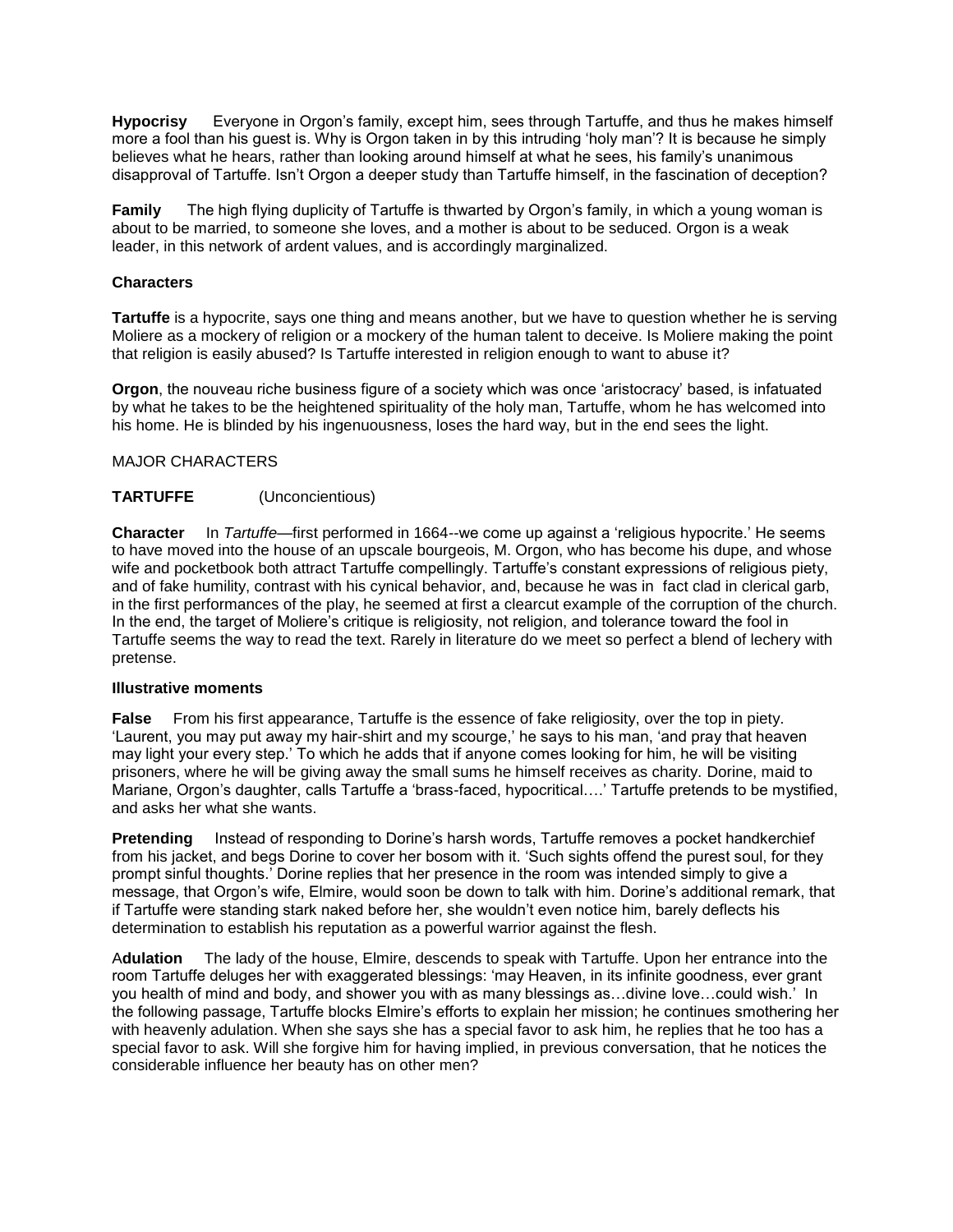**Hypocrisy** Everyone in Orgon's family, except him, sees through Tartuffe, and thus he makes himself more a fool than his guest is. Why is Orgon taken in by this intruding 'holy man'? It is because he simply believes what he hears, rather than looking around himself at what he sees, his family's unanimous disapproval of Tartuffe. Isn't Orgon a deeper study than Tartuffe himself, in the fascination of deception?

**Family** The high flying duplicity of Tartuffe is thwarted by Orgon's family, in which a young woman is about to be married, to someone she loves, and a mother is about to be seduced. Orgon is a weak leader, in this network of ardent values, and is accordingly marginalized.

**Characters**

**Tartuffe** is a hypocrite, says one thing and means another, but we have to question whether he is serving Moliere as a mockery of religion or a mockery of the human talent to deceive. Is Moliere making the point that religion is easily abused? Is Tartuffe interested in religion enough to want to abuse it?

**Orgon**, the nouveau riche business figure of a society which was once 'aristocracy' based, is infatuated by what he takes to be the heightened spirituality of the holy man, Tartuffe, whom he has welcomed into his home. He is blinded by his ingenuousness, loses the hard way, but in the end sees the light.

MAJOR CHARACTERS

**TARTUFFE** (Unconcientious)

**Character** In *Tartuffe*—first performed in 1664--we come up against a 'religious hypocrite.' He seems to have moved into the house of an upscale bourgeois, M. Orgon, who has become his dupe, and whose wife and pocketbook both attract Tartuffe compellingly. Tartuffe's constant expressions of religious piety, and of fake humility, contrast with his cynical behavior, and, because he was in fact clad in clerical garb, in the first performances of the play, he seemed at first a clearcut example of the corruption of the church. In the end, the target of Moliere's critique is religiosity, not religion, and tolerance toward the fool in Tartuffe seems the way to read the text. Rarely in literature do we meet so perfect a blend of lechery with pretense.

**Illustrative moments**

**False** From his first appearance, Tartuffe is the essence of fake religiosity, over the top in piety. 'Laurent, you may put away my hair-shirt and my scourge,' he says to his man, 'and pray that heaven may light your every step.' To which he adds that if anyone comes looking for him, he will be visiting prisoners, where he will be giving away the small sums he himself receives as charity. Dorine, maid to Mariane, Orgon's daughter, calls Tartuffe a 'brass-faced, hypocritical….' Tartuffe pretends to be mystified, and asks her what she wants.

**Pretending** Instead of responding to Dorine's harsh words, Tartuffe removes a pocket handkerchief from his jacket, and begs Dorine to cover her bosom with it. 'Such sights offend the purest soul, for they prompt sinful thoughts.' Dorine replies that her presence in the room was intended simply to give a message, that Orgon's wife, Elmire, would soon be down to talk with him. Dorine's additional remark, that if Tartuffe were standing stark naked before her, she wouldn't even notice him, barely deflects his determination to establish his reputation as a powerful warrior against the flesh.

**Adulation** The lady of the house, Elmire, descends to speak with Tartuffe. Upon her entrance into the room Tartuffe deluges her with exaggerated blessings: 'may Heaven, in its infinite goodness, ever grant you health of mind and body, and shower you with as many blessings as…divine love…could wish.' In the following passage, Tartuffe blocks Elmire's efforts to explain her mission; he continues smothering her with heavenly adulation. When she says she has a special favor to ask him, he replies that he too has a special favor to ask. Will she forgive him for having implied, in previous conversation, that he notices the considerable influence her beauty has on other men?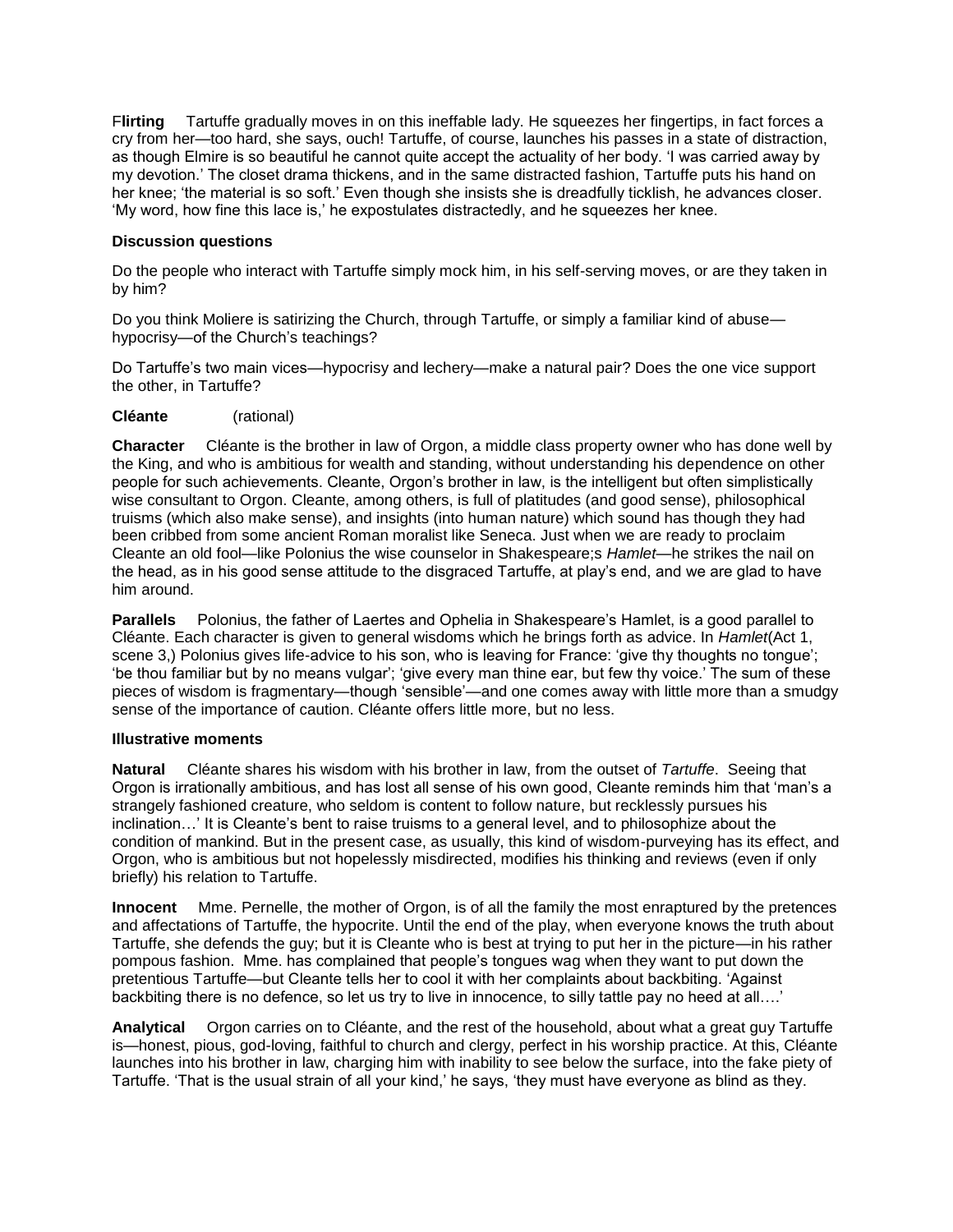**Flirting** Tartuffe gradually moves in on this ineffable lady. He squeezes her fingertips, in fact forces a cry from her—too hard, she says, ouch! Tartuffe, of course, launches his passes in a state of distraction, as though Elmire is so beautiful he cannot quite accept the actuality of her body. 'I was carried away by my devotion.' The closet drama thickens, and in the same distracted fashion, Tartuffe puts his hand on her knee; 'the material is so soft.' Even though she insists she is dreadfully ticklish, he advances closer. 'My word, how fine this lace is,' he expostulates distractedly, and he squeezes her knee.

**Discussion questions**

Do the people who interact with Tartuffe simply mock him, in his self-serving moves, or are they taken in by him?

Do you think Moliere is satirizing the Church, through Tartuffe, or simply a familiar kind of abuse—hypocrisy—of the Church's teachings?

Do Tartuffe's two main vices—hypocrisy and lechery—make a natural pair? Does the one vice support the other, in Tartuffe?

**Cléante** (rational)

**Character** Cléante is the brother in law of Orgon, a middle class property owner who has done well by the King, and who is ambitious for wealth and standing, without understanding his dependence on other people for such achievements. Cleante, Orgon's brother in law, is the intelligent but often simplistically wise consultant to Orgon. Cleante, among others, is full of platitudes (and good sense), philosophical truisms (which also make sense), and insights (into human nature) which sound has though they had been cribbed from some ancient Roman moralist like Seneca. Just when we are ready to proclaim Cleante an old fool—like Polonius the wise counselor in Shakespeare;s *Hamlet*—he strikes the nail on the head, as in his good sense attitude to the disgraced Tartuffe, at play's end, and we are glad to have him around.

**Parallels** Polonius, the father of Laertes and Ophelia in Shakespeare's Hamlet, is a good parallel to Cléante. Each character is given to general wisdoms which he brings forth as advice. In *Hamlet*(Act 1, scene 3,) Polonius gives life-advice to his son, who is leaving for France: 'give thy thoughts no tongue'; 'be thou familiar but by no means vulgar'; 'give every man thine ear, but few thy voice.' The sum of these pieces of wisdom is fragmentary—though 'sensible'—and one comes away with little more than a smudgy sense of the importance of caution. Cléante offers little more, but no less.

**Illustrative moments**

**Natural** Cléante shares his wisdom with his brother in law, from the outset of *Tartuffe*. Seeing that Orgon is irrationally ambitious, and has lost all sense of his own good, Cleante reminds him that 'man's a strangely fashioned creature, who seldom is content to follow nature, but recklessly pursues his inclination…' It is Cleante's bent to raise truisms to a general level, and to philosophize about the condition of mankind. But in the present case, as usually, this kind of wisdom-purveying has its effect, and Orgon, who is ambitious but not hopelessly misdirected, modifies his thinking and reviews (even if only briefly) his relation to Tartuffe.

**Innocent** Mme. Pernelle, the mother of Orgon, is of all the family the most enraptured by the pretences and affectations of Tartuffe, the hypocrite. Until the end of the play, when everyone knows the truth about Tartuffe, she defends the guy; but it is Cleante who is best at trying to put her in the picture—in his rather pompous fashion. Mme. has complained that people's tongues wag when they want to put down the pretentious Tartuffe—but Cleante tells her to cool it with her complaints about backbiting. 'Against backbiting there is no defence, so let us try to live in innocence, to silly tattle pay no heed at all….'

**Analytical** Orgon carries on to Cléante, and the rest of the household, about what a great guy Tartuffe is—honest, pious, god-loving, faithful to church and clergy, perfect in his worship practice. At this, Cléante launches into his brother in law, charging him with inability to see below the surface, into the fake piety of Tartuffe. 'That is the usual strain of all your kind,' he says, 'they must have everyone as blind as they.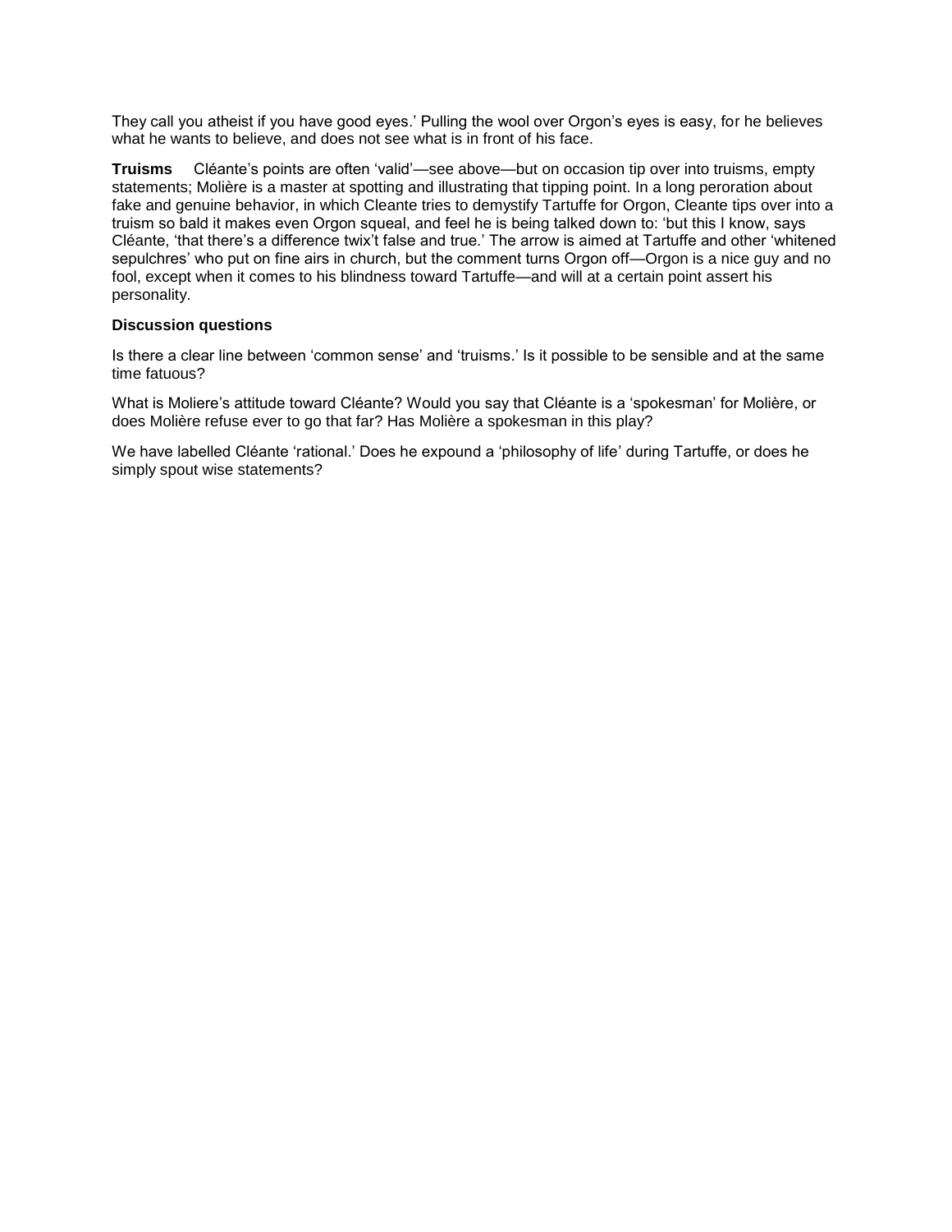They call you atheist if you have good eyes.' Pulling the wool over Orgon's eyes is easy, for he believes what he wants to believe, and does not see what is in front of his face.

**Truisms** Cléante's points are often 'valid'—see above—but on occasion tip over into truisms, empty statements; Molière is a master at spotting and illustrating that tipping point. In a long peroration about fake and genuine behavior, in which Cleante tries to demystify Tartuffe for Orgon, Cleante tips over into a truism so bald it makes even Orgon squeal, and feel he is being talked down to: 'but this I know, says Cléante, 'that there's a difference twix't false and true.' The arrow is aimed at Tartuffe and other 'whitened sepulchres' who put on fine airs in church, but the comment turns Orgon off—Orgon is a nice guy and no fool, except when it comes to his blindness toward Tartuffe—and will at a certain point assert his personality.

**Discussion questions**

Is there a clear line between 'common sense' and 'truisms.' Is it possible to be sensible and at the same time fatuous?

What is Moliere's attitude toward Cléante? Would you say that Cléante is a 'spokesman' for Molière, or does Molière refuse ever to go that far? Has Molière a spokesman in this play?

We have labelled Cléante 'rational.' Does he expound a 'philosophy of life' during Tartuffe, or does he simply spout wise statements?